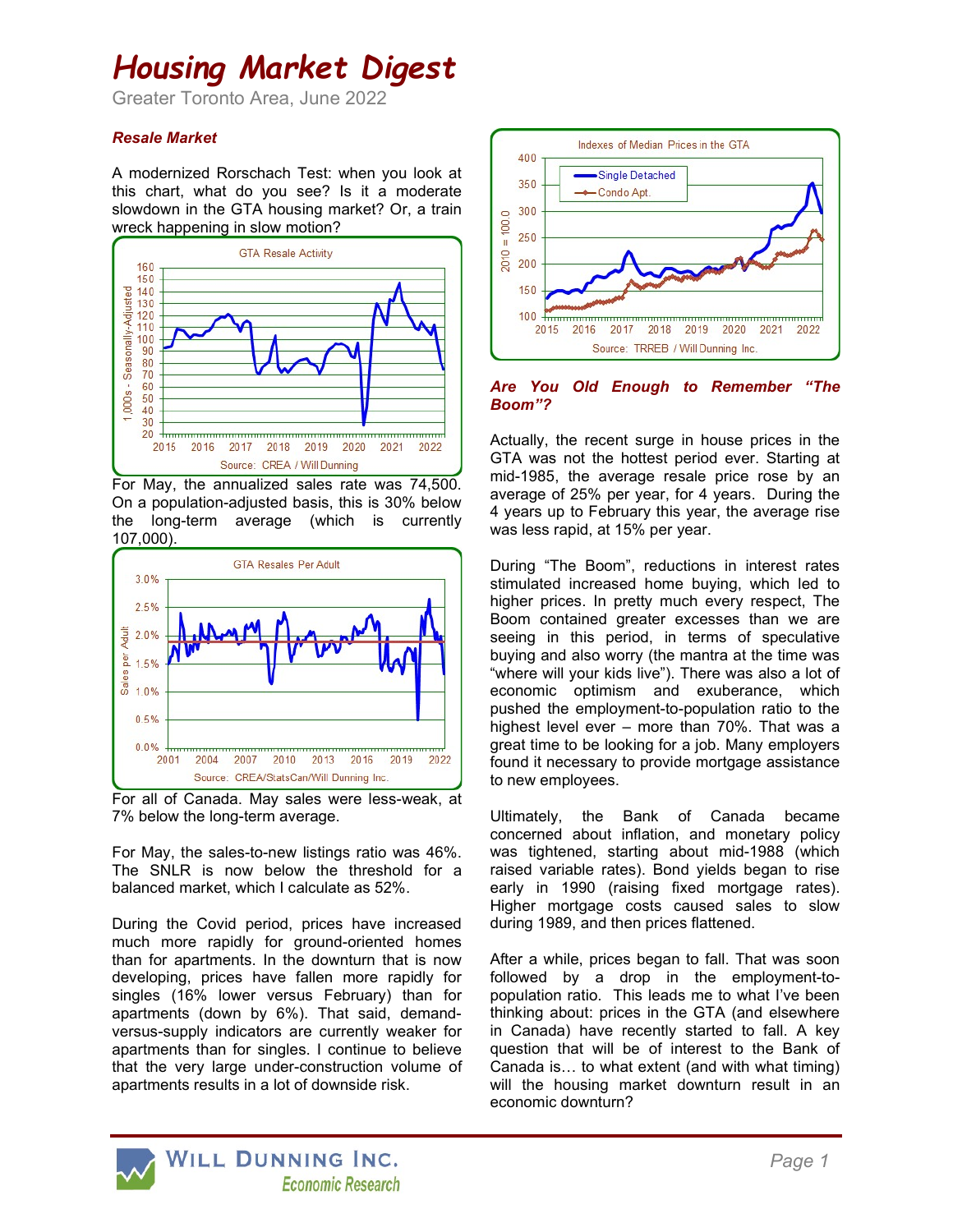# Housing Market Digest

Greater Toronto Area, June 2022

### *Resale Market*

A modernized Rorschach Test: when you look at this chart, what do you see? Is it a moderate slowdown in the GTA housing market? Or, a train wreck happening in slow motion?

For May, the annualized sales rate was 74,500. On a population-adjusted basis, this is 30% below the long-term average (which is currently 107,000).

For all of Canada. May sales were less-weak, at 7% below the long-term average.

For May, the sales-to-new listings ratio was 46%. The SNLR is now below the threshold for a balanced market, which I calculate as 52%.

During the Covid period, prices have increased much more rapidly for ground-oriented homes than for apartments. In the downturn that is now developing, prices have fallen more rapidly for singles (16% lower versus February) than for apartments (down by 6%). That said, demand-versus-supply indicators are currently weaker for apartments than for singles. I continue to believe that the very large under-construction volume of apartments results in a lot of downside risk.

### *Are You Old Enough to Remember "The Boom"?*

Actually, the recent surge in house prices in the GTA was not the hottest period ever. Starting at mid-1985, the average resale price rose by an average of 25% per year, for 4 years. During the 4 years up to February this year, the average rise was less rapid, at 15% per year.

During "The Boom", reductions in interest rates stimulated increased home buying, which led to higher prices. In pretty much every respect, The Boom contained greater excesses than we are seeing in this period, in terms of speculative buying and also worry (the mantra at the time was "where will your kids live"). There was also a lot of economic optimism and exuberance, which pushed the employment-to-population ratio to the highest level ever – more than 70%. That was a great time to be looking for a job. Many employers found it necessary to provide mortgage assistance to new employees.

Ultimately, the Bank of Canada became concerned about inflation, and monetary policy was tightened, starting about mid-1988 (which raised variable rates). Bond yields began to rise early in 1990 (raising fixed mortgage rates). Higher mortgage costs caused sales to slow during 1989, and then prices flattened.

After a while, prices began to fall. That was soon followed by a drop in the employment-to-population ratio. This leads me to what I've been thinking about: prices in the GTA (and elsewhere in Canada) have recently started to fall. A key question that will be of interest to the Bank of Canada is… to what extent (and with what timing) will the housing market downturn result in an economic downturn?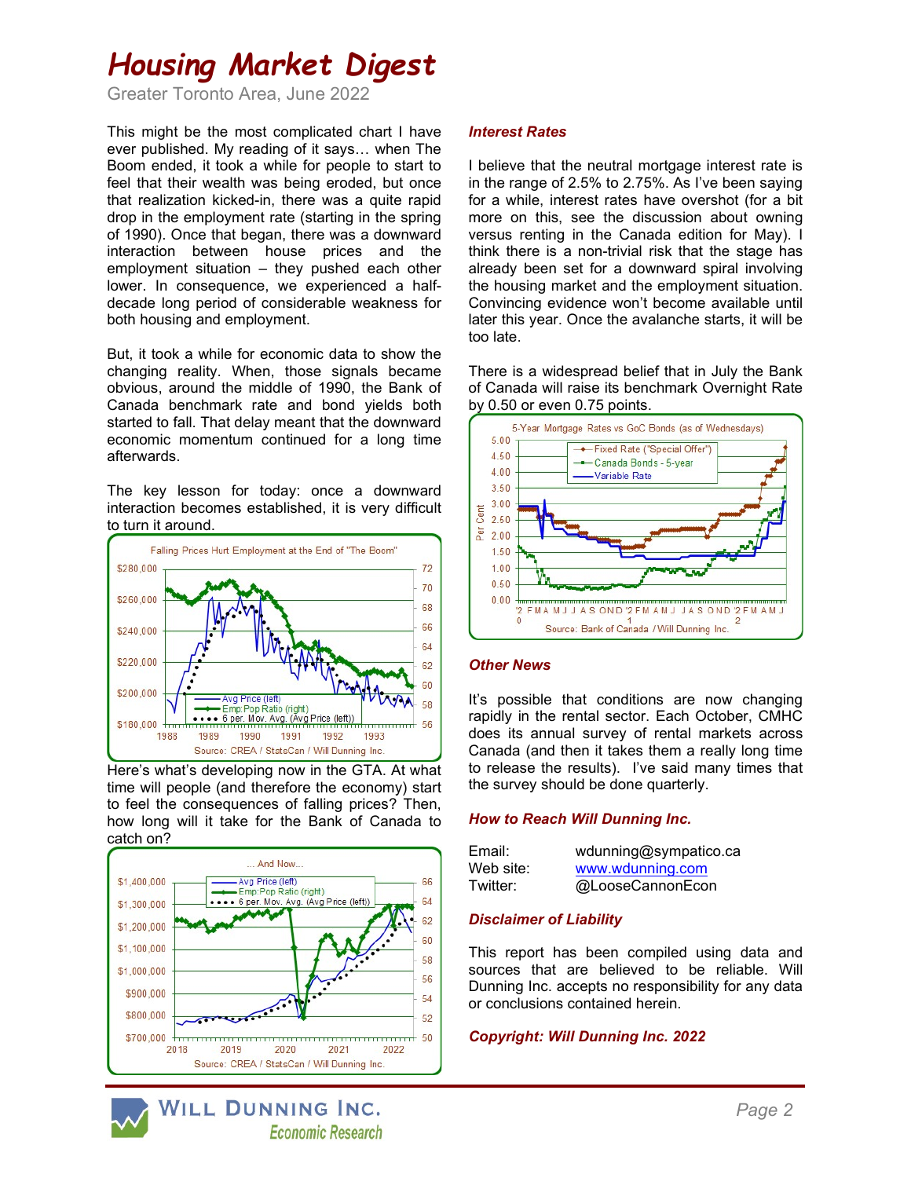# Housing Market Digest

Greater Toronto Area, June 2022

This might be the most complicated chart I have ever published. My reading of it says… when The Boom ended, it took a while for people to start to feel that their wealth was being eroded, but once that realization kicked-in, there was a quite rapid drop in the employment rate (starting in the spring of 1990). Once that began, there was a downward interaction between house prices and the employment situation – they pushed each other lower. In consequence, we experienced a half-decade long period of considerable weakness for both housing and employment.

But, it took a while for economic data to show the changing reality. When, those signals became obvious, around the middle of 1990, the Bank of Canada benchmark rate and bond yields both started to fall. That delay meant that the downward economic momentum continued for a long time afterwards.

The key lesson for today: once a downward interaction becomes established, it is very difficult to turn it around.

Falling Prices Hurt Employment at the End of "The Boom"

$280,000
$260,000
$240,000
$220,000
$200,000
$180,000

72
70
68
66
64
62
60
58
56

1988 1989 1990 1991 1992 1993

Avg Price (left)
Emp:Pop Ratio (right)
6 per. Mov. Avg. (Avg Price (left))

Source: CREA / StatsCan / Will Dunning Inc.

Here's what's developing now in the GTA. At what time will people (and therefore the economy) start to feel the consequences of falling prices? Then, how long will it take for the Bank of Canada to catch on?

... And Now...

$1,400,000
$1,300,000
$1,200,000
$1,100,000
$1,000,000
$900,000
$800,000
$700,000

66
64
62
60
58
56
54
52
50

2018 2019 2020 2021 2022

Avg Price (left)
Emp:Pop Ratio (right)
6 per. Mov. Avg. (Avg Price (left))

Source: CREA / StatsCan / Will Dunning Inc.

### *Interest Rates*

I believe that the neutral mortgage interest rate is in the range of 2.5% to 2.75%. As I've been saying for a while, interest rates have overshot (for a bit more on this, see the discussion about owning versus renting in the Canada edition for May). I think there is a non-trivial risk that the stage has already been set for a downward spiral involving the housing market and the employment situation. Convincing evidence won't become available until later this year. Once the avalanche starts, it will be too late.

There is a widespread belief that in July the Bank of Canada will raise its benchmark Overnight Rate by 0.50 or even 0.75 points.

5-Year Mortgage Rates vs GoC Bonds (as of Wednesdays)

Fixed Rate ("Special Offer")
Canada Bonds - 5-year
Variable Rate

Per Cent

5.00
4.50
4.00
3.50
3.00
2.50
2.00
1.50
1.00
0.50
0.00

'2 F M A M J J A S O N D '2 F M A M J J A S O N D '2 F M A M J
0 1 2

Source: Bank of Canada / Will Dunning Inc.

### *Other News*

It's possible that conditions are now changing rapidly in the rental sector. Each October, CMHC does its annual survey of rental markets across Canada (and then it takes them a really long time to release the results). I've said many times that the survey should be done quarterly.

### *How to Reach Will Dunning Inc.*

Email: wdunning@sympatico.ca
Web site: www.wdunning.com
Twitter: @LooseCannonEcon

### *Disclaimer of Liability*

This report has been compiled using data and sources that are believed to be reliable. Will Dunning Inc. accepts no responsibility for any data or conclusions contained herein.

### *Copyright: Will Dunning Inc. 2022*